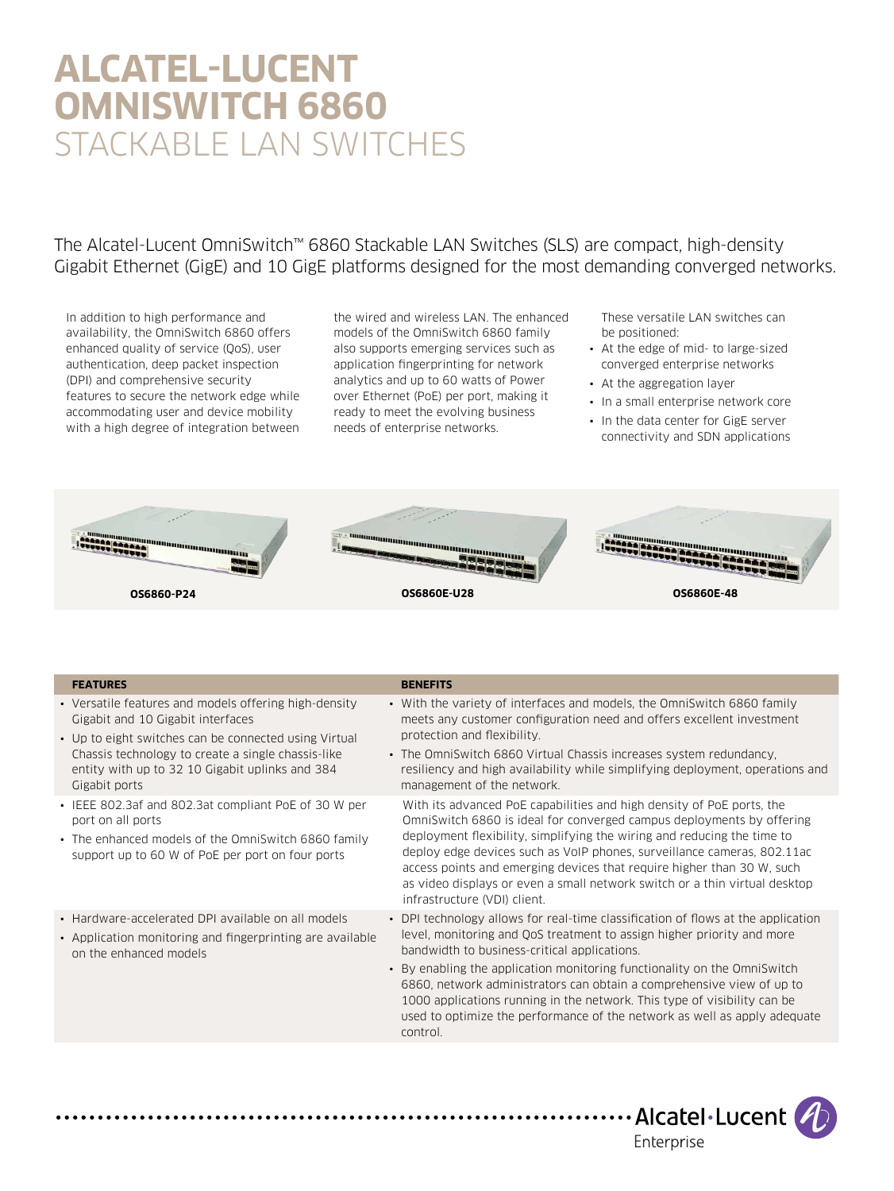# ALCATEL-LUCENT OMNISWITCH 6860
## STACKABLE LAN SWITCHES

The Alcatel-Lucent OmniSwitch™ 6860 Stackable LAN Switches (SLS) are compact, high-density Gigabit Ethernet (GigE) and 10 GigE platforms designed for the most demanding converged networks.

In addition to high performance and availability, the OmniSwitch 6860 offers enhanced quality of service (QoS), user authentication, deep packet inspection (DPI) and comprehensive security features to secure the network edge while accommodating user and device mobility with a high degree of integration between the wired and wireless LAN. The enhanced models of the OmniSwitch 6860 family also supports emerging services such as application fingerprinting for network analytics and up to 60 watts of Power over Ethernet (PoE) per port, making it ready to meet the evolving business needs of enterprise networks.

These versatile LAN switches can be positioned:

- At the edge of mid- to large-sized converged enterprise networks
- At the aggregation layer
- In a small enterprise network core
- In the data center for GigE server connectivity and SDN applications

OS6860-P24 | OS6860E-U28 | OS6860E-48

| FEATURES | BENEFITS |
|---|---|
| • Versatile features and models offering high-density Gigabit and 10 Gigabit interfaces<br>• Up to eight switches can be connected using Virtual Chassis technology to create a single chassis-like entity with up to 32 10 Gigabit uplinks and 384 Gigabit ports | • With the variety of interfaces and models, the OmniSwitch 6860 family meets any customer configuration need and offers excellent investment protection and flexibility.<br>• The OmniSwitch 6860 Virtual Chassis increases system redundancy, resiliency and high availability while simplifying deployment, operations and management of the network. |
| • IEEE 802.3af and 802.3at compliant PoE of 30 W per port on all ports<br>• The enhanced models of the OmniSwitch 6860 family support up to 60 W of PoE per port on four ports | With its advanced PoE capabilities and high density of PoE ports, the OmniSwitch 6860 is ideal for converged campus deployments by offering deployment flexibility, simplifying the wiring and reducing the time to deploy edge devices such as VoIP phones, surveillance cameras, 802.11ac access points and emerging devices that require higher than 30 W, such as video displays or even a small network switch or a thin virtual desktop infrastructure (VDI) client. |
| • Hardware-accelerated DPI available on all models<br>• Application monitoring and fingerprinting are available on the enhanced models | • DPI technology allows for real-time classification of flows at the application level, monitoring and QoS treatment to assign higher priority and more bandwidth to business-critical applications.<br>• By enabling the application monitoring functionality on the OmniSwitch 6860, network administrators can obtain a comprehensive view of up to 1000 applications running in the network. This type of visibility can be used to optimize the performance of the network as well as apply adequate control. |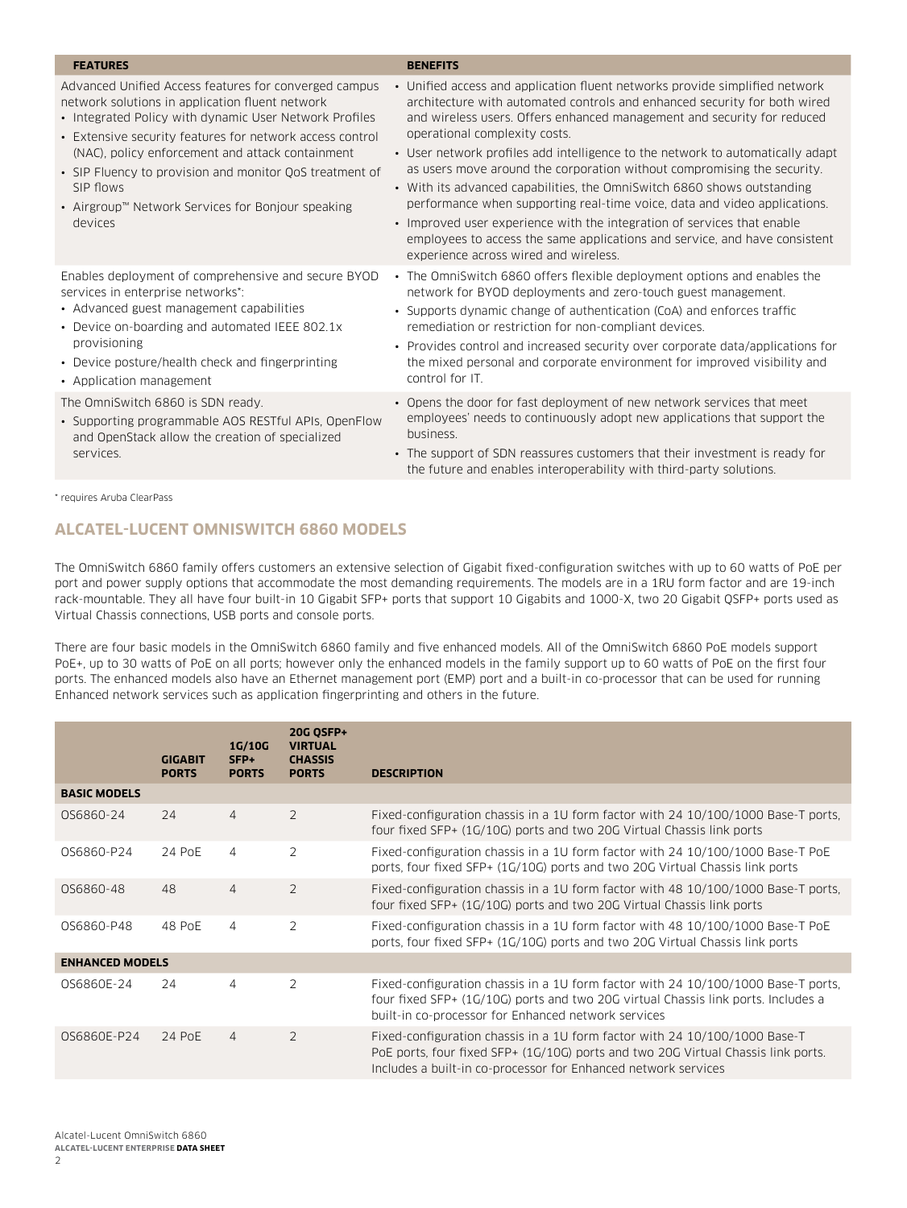| FEATURES | BENEFITS |
|---|---|
| Advanced Unified Access features for converged campus network solutions in application fluent network<br>• Integrated Policy with dynamic User Network Profiles<br>• Extensive security features for network access control (NAC), policy enforcement and attack containment<br>• SIP Fluency to provision and monitor QoS treatment of SIP flows<br>• Airgroup™ Network Services for Bonjour speaking devices | • Unified access and application fluent networks provide simplified network architecture with automated controls and enhanced security for both wired and wireless users. Offers enhanced management and security for reduced operational complexity costs.<br>• User network profiles add intelligence to the network to automatically adapt as users move around the corporation without compromising the security.<br>• With its advanced capabilities, the OmniSwitch 6860 shows outstanding performance when supporting real-time voice, data and video applications.<br>• Improved user experience with the integration of services that enable employees to access the same applications and service, and have consistent experience across wired and wireless. |
| Enables deployment of comprehensive and secure BYOD services in enterprise networks*:<br>• Advanced guest management capabilities<br>• Device on-boarding and automated IEEE 802.1x provisioning<br>• Device posture/health check and fingerprinting<br>• Application management | • The OmniSwitch 6860 offers flexible deployment options and enables the network for BYOD deployments and zero-touch guest management.<br>• Supports dynamic change of authentication (CoA) and enforces traffic remediation or restriction for non-compliant devices.<br>• Provides control and increased security over corporate data/applications for the mixed personal and corporate environment for improved visibility and control for IT. |
| The OmniSwitch 6860 is SDN ready.<br>• Supporting programmable AOS RESTful APIs, OpenFlow and OpenStack allow the creation of specialized services. | • Opens the door for fast deployment of new network services that meet employees' needs to continuously adopt new applications that support the business.<br>• The support of SDN reassures customers that their investment is ready for the future and enables interoperability with third-party solutions. |

* requires Aruba ClearPass

## ALCATEL-LUCENT OMNISWITCH 6860 MODELS

The OmniSwitch 6860 family offers customers an extensive selection of Gigabit fixed-configuration switches with up to 60 watts of PoE per port and power supply options that accommodate the most demanding requirements. The models are in a 1RU form factor and are 19-inch rack-mountable. They all have four built-in 10 Gigabit SFP+ ports that support 10 Gigabits and 1000-X, two 20 Gigabit QSFP+ ports used as Virtual Chassis connections, USB ports and console ports.

There are four basic models in the OmniSwitch 6860 family and five enhanced models. All of the OmniSwitch 6860 PoE models support PoE+, up to 30 watts of PoE on all ports; however only the enhanced models in the family support up to 60 watts of PoE on the first four ports. The enhanced models also have an Ethernet management port (EMP) port and a built-in co-processor that can be used for running Enhanced network services such as application fingerprinting and others in the future.

| | GIGABIT PORTS | 1G/10G SFP+ PORTS | 20G QSFP+ VIRTUAL CHASSIS PORTS | DESCRIPTION |
|---|---|---|---|---|
| **BASIC MODELS** | | | | |
| OS6860-24 | 24 | 4 | 2 | Fixed-configuration chassis in a 1U form factor with 24 10/100/1000 Base-T ports, four fixed SFP+ (1G/10G) ports and two 20G Virtual Chassis link ports |
| OS6860-P24 | 24 PoE | 4 | 2 | Fixed-configuration chassis in a 1U form factor with 24 10/100/1000 Base-T PoE ports, four fixed SFP+ (1G/10G) ports and two 20G Virtual Chassis link ports |
| OS6860-48 | 48 | 4 | 2 | Fixed-configuration chassis in a 1U form factor with 48 10/100/1000 Base-T ports, four fixed SFP+ (1G/10G) ports and two 20G Virtual Chassis link ports |
| OS6860-P48 | 48 PoE | 4 | 2 | Fixed-configuration chassis in a 1U form factor with 48 10/100/1000 Base-T PoE ports, four fixed SFP+ (1G/10G) ports and two 20G Virtual Chassis link ports |
| **ENHANCED MODELS** | | | | |
| OS6860E-24 | 24 | 4 | 2 | Fixed-configuration chassis in a 1U form factor with 24 10/100/1000 Base-T ports, four fixed SFP+ (1G/10G) ports and two 20G Virtual Chassis link ports. Includes a built-in co-processor for Enhanced network services |
| OS6860E-P24 | 24 PoE | 4 | 2 | Fixed-configuration chassis in a 1U form factor with 24 10/100/1000 Base-T PoE ports, four fixed SFP+ (1G/10G) ports and two 20G Virtual Chassis link ports. Includes a built-in co-processor for Enhanced network services |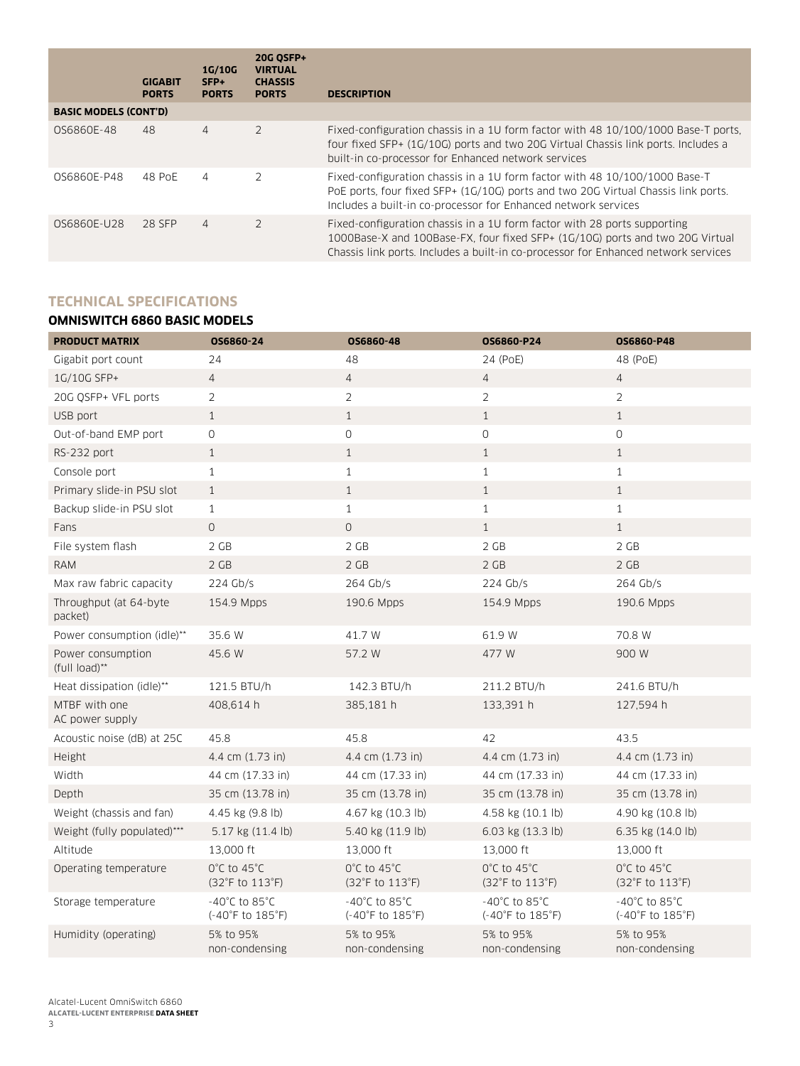| | GIGABIT PORTS | 1G/10G SFP+ PORTS | 20G QSFP+ VIRTUAL CHASSIS PORTS | DESCRIPTION |
|---|---|---|---|---|
| **BASIC MODELS (CONT'D)** | | | | |
| OS6860E-48 | 48 | 4 | 2 | Fixed-configuration chassis in a 1U form factor with 48 10/100/1000 Base-T ports, four fixed SFP+ (1G/10G) ports and two 20G Virtual Chassis link ports. Includes a built-in co-processor for Enhanced network services |
| OS6860E-P48 | 48 PoE | 4 | 2 | Fixed-configuration chassis in a 1U form factor with 48 10/100/1000 Base-T PoE ports, four fixed SFP+ (1G/10G) ports and two 20G Virtual Chassis link ports. Includes a built-in co-processor for Enhanced network services |
| OS6860E-U28 | 28 SFP | 4 | 2 | Fixed-configuration chassis in a 1U form factor with 28 ports supporting 1000Base-X and 100Base-FX, four fixed SFP+ (1G/10G) ports and two 20G Virtual Chassis link ports. Includes a built-in co-processor for Enhanced network services |

## TECHNICAL SPECIFICATIONS

### OMNISWITCH 6860 BASIC MODELS

| PRODUCT MATRIX | OS6860-24 | OS6860-48 | OS6860-P24 | OS6860-P48 |
|---|---|---|---|---|
| Gigabit port count | 24 | 48 | 24 (PoE) | 48 (PoE) |
| 1G/10G SFP+ | 4 | 4 | 4 | 4 |
| 20G QSFP+ VFL ports | 2 | 2 | 2 | 2 |
| USB port | 1 | 1 | 1 | 1 |
| Out-of-band EMP port | 0 | 0 | 0 | 0 |
| RS-232 port | 1 | 1 | 1 | 1 |
| Console port | 1 | 1 | 1 | 1 |
| Primary slide-in PSU slot | 1 | 1 | 1 | 1 |
| Backup slide-in PSU slot | 1 | 1 | 1 | 1 |
| Fans | 0 | 0 | 1 | 1 |
| File system flash | 2 GB | 2 GB | 2 GB | 2 GB |
| RAM | 2 GB | 2 GB | 2 GB | 2 GB |
| Max raw fabric capacity | 224 Gb/s | 264 Gb/s | 224 Gb/s | 264 Gb/s |
| Throughput (at 64-byte packet) | 154.9 Mpps | 190.6 Mpps | 154.9 Mpps | 190.6 Mpps |
| Power consumption (idle)** | 35.6 W | 41.7 W | 61.9 W | 70.8 W |
| Power consumption (full load)** | 45.6 W | 57.2 W | 477 W | 900 W |
| Heat dissipation (idle)** | 121.5 BTU/h | 142.3 BTU/h | 211.2 BTU/h | 241.6 BTU/h |
| MTBF with one AC power supply | 408,614 h | 385,181 h | 133,391 h | 127,594 h |
| Acoustic noise (dB) at 25C | 45.8 | 45.8 | 42 | 43.5 |
| Height | 4.4 cm (1.73 in) | 4.4 cm (1.73 in) | 4.4 cm (1.73 in) | 4.4 cm (1.73 in) |
| Width | 44 cm (17.33 in) | 44 cm (17.33 in) | 44 cm (17.33 in) | 44 cm (17.33 in) |
| Depth | 35 cm (13.78 in) | 35 cm (13.78 in) | 35 cm (13.78 in) | 35 cm (13.78 in) |
| Weight (chassis and fan) | 4.45 kg (9.8 lb) | 4.67 kg (10.3 lb) | 4.58 kg (10.1 lb) | 4.90 kg (10.8 lb) |
| Weight (fully populated)*** | 5.17 kg (11.4 lb) | 5.40 kg (11.9 lb) | 6.03 kg (13.3 lb) | 6.35 kg (14.0 lb) |
| Altitude | 13,000 ft | 13,000 ft | 13,000 ft | 13,000 ft |
| Operating temperature | 0°C to 45°C (32°F to 113°F) | 0°C to 45°C (32°F to 113°F) | 0°C to 45°C (32°F to 113°F) | 0°C to 45°C (32°F to 113°F) |
| Storage temperature | -40°C to 85°C (-40°F to 185°F) | -40°C to 85°C (-40°F to 185°F) | -40°C to 85°C (-40°F to 185°F) | -40°C to 85°C (-40°F to 185°F) |
| Humidity (operating) | 5% to 95% non-condensing | 5% to 95% non-condensing | 5% to 95% non-condensing | 5% to 95% non-condensing |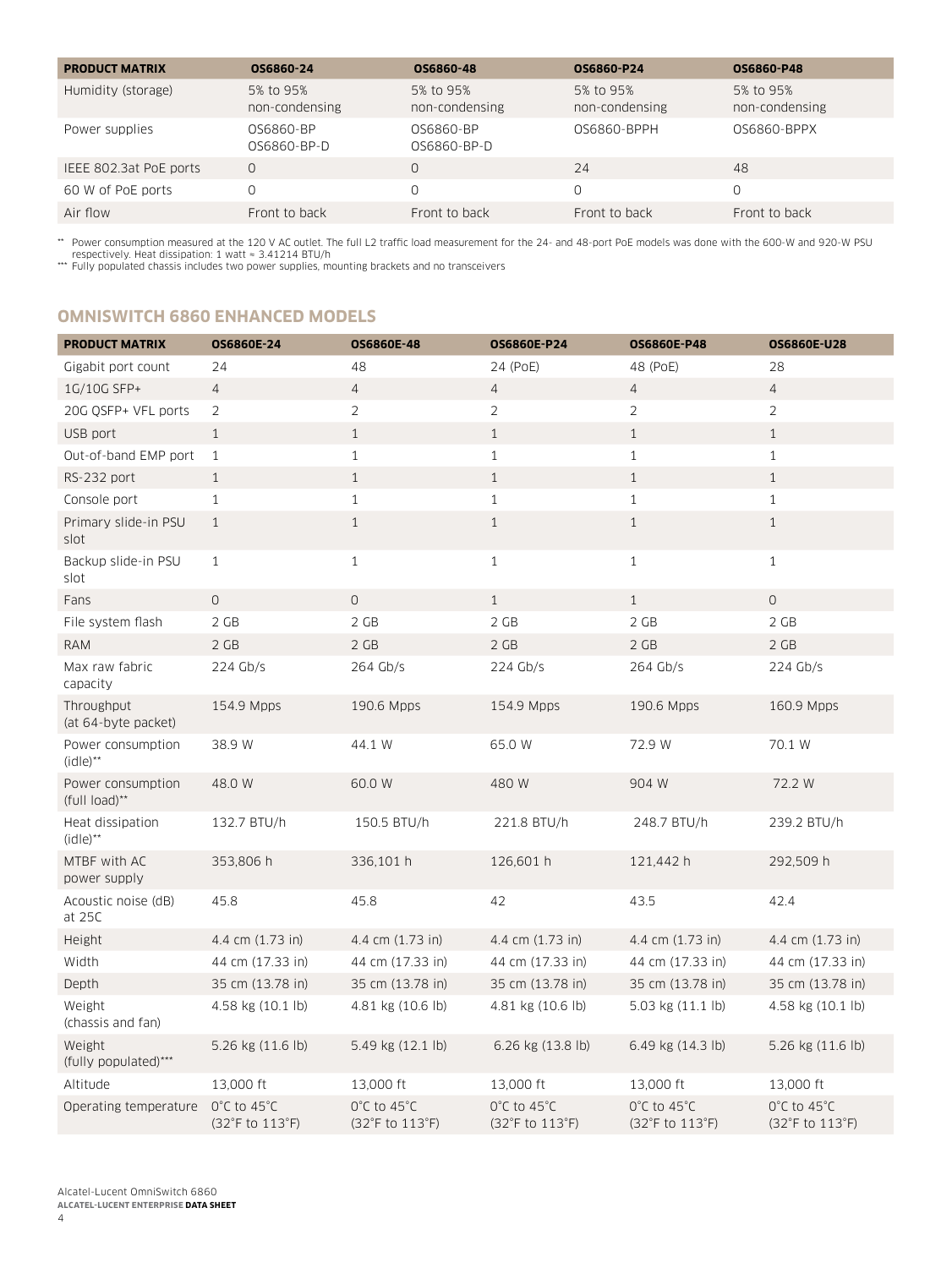| PRODUCT MATRIX | OS6860-24 | OS6860-48 | OS6860-P24 | OS6860-P48 |
|---|---|---|---|---|
| Humidity (storage) | 5% to 95% non-condensing | 5% to 95% non-condensing | 5% to 95% non-condensing | 5% to 95% non-condensing |
| Power supplies | OS6860-BP OS6860-BP-D | OS6860-BP OS6860-BP-D | OS6860-BPPH | OS6860-BPPX |
| IEEE 802.3at PoE ports | 0 | 0 | 24 | 48 |
| 60 W of PoE ports | 0 | 0 | 0 | 0 |
| Air flow | Front to back | Front to back | Front to back | Front to back |

** Power consumption measured at the 120 V AC outlet. The full L2 traffic load measurement for the 24- and 48-port PoE models was done with the 600-W and 920-W PSU respectively. Heat dissipation: 1 watt ≈ 3.41214 BTU/h

*** Fully populated chassis includes two power supplies, mounting brackets and no transceivers

## OMNISWITCH 6860 ENHANCED MODELS

| PRODUCT MATRIX | OS6860E-24 | OS6860E-48 | OS6860E-P24 | OS6860E-P48 | OS6860E-U28 |
|---|---|---|---|---|---|
| Gigabit port count | 24 | 48 | 24 (PoE) | 48 (PoE) | 28 |
| 1G/10G SFP+ | 4 | 4 | 4 | 4 | 4 |
| 20G QSFP+ VFL ports | 2 | 2 | 2 | 2 | 2 |
| USB port | 1 | 1 | 1 | 1 | 1 |
| Out-of-band EMP port | 1 | 1 | 1 | 1 | 1 |
| RS-232 port | 1 | 1 | 1 | 1 | 1 |
| Console port | 1 | 1 | 1 | 1 | 1 |
| Primary slide-in PSU slot | 1 | 1 | 1 | 1 | 1 |
| Backup slide-in PSU slot | 1 | 1 | 1 | 1 | 1 |
| Fans | 0 | 0 | 1 | 1 | 0 |
| File system flash | 2 GB | 2 GB | 2 GB | 2 GB | 2 GB |
| RAM | 2 GB | 2 GB | 2 GB | 2 GB | 2 GB |
| Max raw fabric capacity | 224 Gb/s | 264 Gb/s | 224 Gb/s | 264 Gb/s | 224 Gb/s |
| Throughput (at 64-byte packet) | 154.9 Mpps | 190.6 Mpps | 154.9 Mpps | 190.6 Mpps | 160.9 Mpps |
| Power consumption (idle)** | 38.9 W | 44.1 W | 65.0 W | 72.9 W | 70.1 W |
| Power consumption (full load)** | 48.0 W | 60.0 W | 480 W | 904 W | 72.2 W |
| Heat dissipation (idle)** | 132.7 BTU/h | 150.5 BTU/h | 221.8 BTU/h | 248.7 BTU/h | 239.2 BTU/h |
| MTBF with AC power supply | 353,806 h | 336,101 h | 126,601 h | 121,442 h | 292,509 h |
| Acoustic noise (dB) at 25C | 45.8 | 45.8 | 42 | 43.5 | 42.4 |
| Height | 4.4 cm (1.73 in) | 4.4 cm (1.73 in) | 4.4 cm (1.73 in) | 4.4 cm (1.73 in) | 4.4 cm (1.73 in) |
| Width | 44 cm (17.33 in) | 44 cm (17.33 in) | 44 cm (17.33 in) | 44 cm (17.33 in) | 44 cm (17.33 in) |
| Depth | 35 cm (13.78 in) | 35 cm (13.78 in) | 35 cm (13.78 in) | 35 cm (13.78 in) | 35 cm (13.78 in) |
| Weight (chassis and fan) | 4.58 kg (10.1 lb) | 4.81 kg (10.6 lb) | 4.81 kg (10.6 lb) | 5.03 kg (11.1 lb) | 4.58 kg (10.1 lb) |
| Weight (fully populated)*** | 5.26 kg (11.6 lb) | 5.49 kg (12.1 lb) | 6.26 kg (13.8 lb) | 6.49 kg (14.3 lb) | 5.26 kg (11.6 lb) |
| Altitude | 13,000 ft | 13,000 ft | 13,000 ft | 13,000 ft | 13,000 ft |
| Operating temperature | 0°C to 45°C (32°F to 113°F) | 0°C to 45°C (32°F to 113°F) | 0°C to 45°C (32°F to 113°F) | 0°C to 45°C (32°F to 113°F) | 0°C to 45°C (32°F to 113°F) |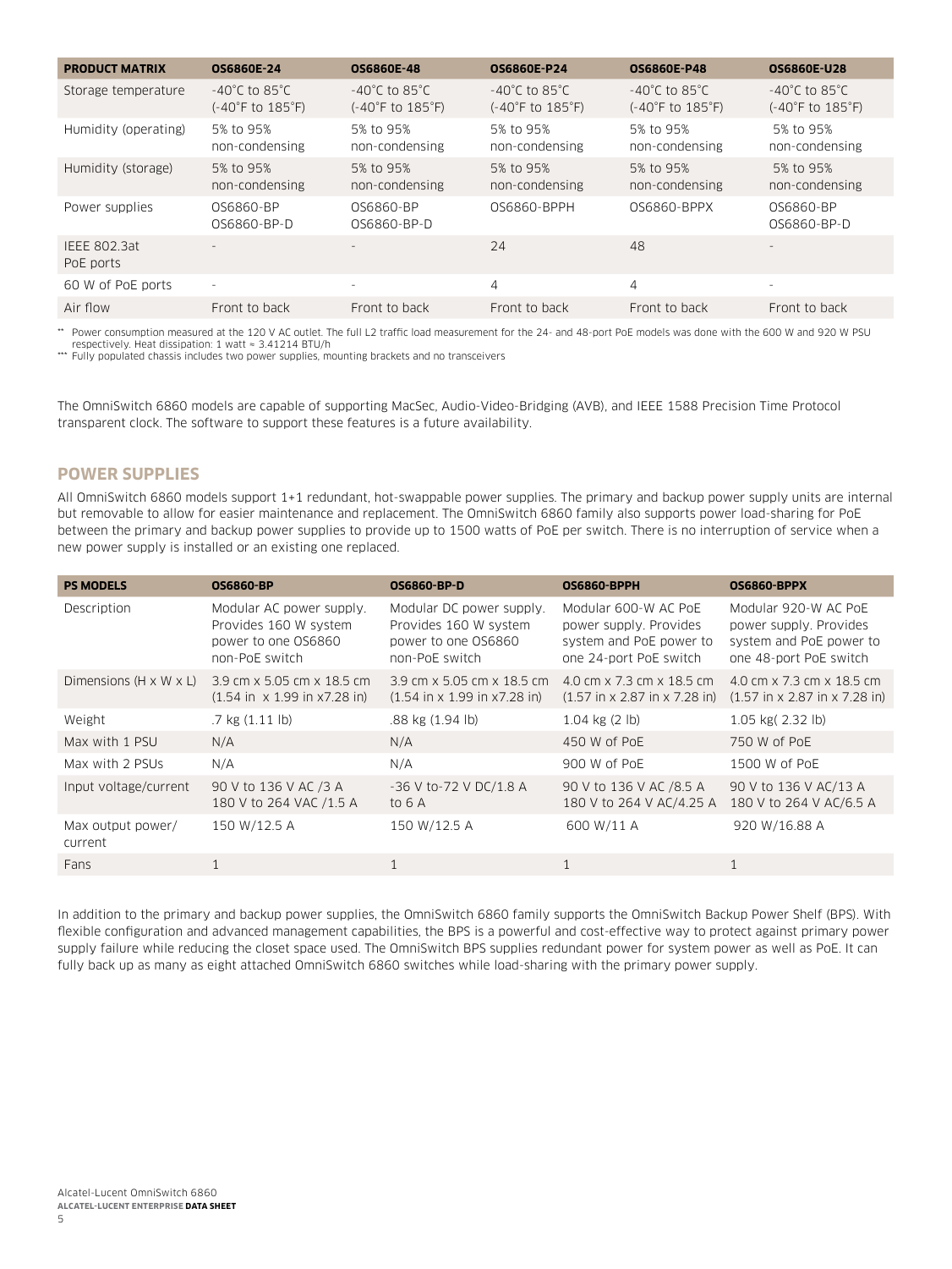| PRODUCT MATRIX | OS6860E-24 | OS6860E-48 | OS6860E-P24 | OS6860E-P48 | OS6860E-U28 |
|---|---|---|---|---|---|
| Storage temperature | -40°C to 85°C (-40°F to 185°F) | -40°C to 85°C (-40°F to 185°F) | -40°C to 85°C (-40°F to 185°F) | -40°C to 85°C (-40°F to 185°F) | -40°C to 85°C (-40°F to 185°F) |
| Humidity (operating) | 5% to 95% non-condensing | 5% to 95% non-condensing | 5% to 95% non-condensing | 5% to 95% non-condensing | 5% to 95% non-condensing |
| Humidity (storage) | 5% to 95% non-condensing | 5% to 95% non-condensing | 5% to 95% non-condensing | 5% to 95% non-condensing | 5% to 95% non-condensing |
| Power supplies | OS6860-BP OS6860-BP-D | OS6860-BP OS6860-BP-D | OS6860-BPPH | OS6860-BPPX | OS6860-BP OS6860-BP-D |
| IEEE 802.3at PoE ports | - | - | 24 | 48 | - |
| 60 W of PoE ports | - | - | 4 | 4 | - |
| Air flow | Front to back | Front to back | Front to back | Front to back | Front to back |

** Power consumption measured at the 120 V AC outlet. The full L2 traffic load measurement for the 24- and 48-port PoE models was done with the 600 W and 920 W PSU respectively. Heat dissipation: 1 watt ≈ 3.41214 BTU/h

*** Fully populated chassis includes two power supplies, mounting brackets and no transceivers

The OmniSwitch 6860 models are capable of supporting MacSec, Audio-Video-Bridging (AVB), and IEEE 1588 Precision Time Protocol transparent clock. The software to support these features is a future availability.

## POWER SUPPLIES

All OmniSwitch 6860 models support 1+1 redundant, hot-swappable power supplies. The primary and backup power supply units are internal but removable to allow for easier maintenance and replacement. The OmniSwitch 6860 family also supports power load-sharing for PoE between the primary and backup power supplies to provide up to 1500 watts of PoE per switch. There is no interruption of service when a new power supply is installed or an existing one replaced.

| PS MODELS | OS6860-BP | OS6860-BP-D | OS6860-BPPH | OS6860-BPPX |
|---|---|---|---|---|
| Description | Modular AC power supply. Provides 160 W system power to one OS6860 non-PoE switch | Modular DC power supply. Provides 160 W system power to one OS6860 non-PoE switch | Modular 600-W AC PoE power supply. Provides system and PoE power to one 24-port PoE switch | Modular 920-W AC PoE power supply. Provides system and PoE power to one 48-port PoE switch |
| Dimensions (H x W x L) | 3.9 cm x 5.05 cm x 18.5 cm (1.54 in x 1.99 in x7.28 in) | 3.9 cm x 5.05 cm x 18.5 cm (1.54 in x 1.99 in x7.28 in) | 4.0 cm x 7.3 cm x 18.5 cm (1.57 in x 2.87 in x 7.28 in) | 4.0 cm x 7.3 cm x 18.5 cm (1.57 in x 2.87 in x 7.28 in) |
| Weight | .7 kg (1.11 lb) | .88 kg (1.94 lb) | 1.04 kg (2 lb) | 1.05 kg( 2.32 lb) |
| Max with 1 PSU | N/A | N/A | 450 W of PoE | 750 W of PoE |
| Max with 2 PSUs | N/A | N/A | 900 W of PoE | 1500 W of PoE |
| Input voltage/current | 90 V to 136 V AC /3 A 180 V to 264 VAC /1.5 A | -36 V to-72 V DC/1.8 A to 6 A | 90 V to 136 V AC /8.5 A 180 V to 264 V AC/4.25 A | 90 V to 136 V AC/13 A 180 V to 264 V AC/6.5 A |
| Max output power/ current | 150 W/12.5 A | 150 W/12.5 A | 600 W/11 A | 920 W/16.88 A |
| Fans | 1 | 1 | 1 | 1 |

In addition to the primary and backup power supplies, the OmniSwitch 6860 family supports the OmniSwitch Backup Power Shelf (BPS). With flexible configuration and advanced management capabilities, the BPS is a powerful and cost-effective way to protect against primary power supply failure while reducing the closet space used. The OmniSwitch BPS supplies redundant power for system power as well as PoE. It can fully back up as many as eight attached OmniSwitch 6860 switches while load-sharing with the primary power supply.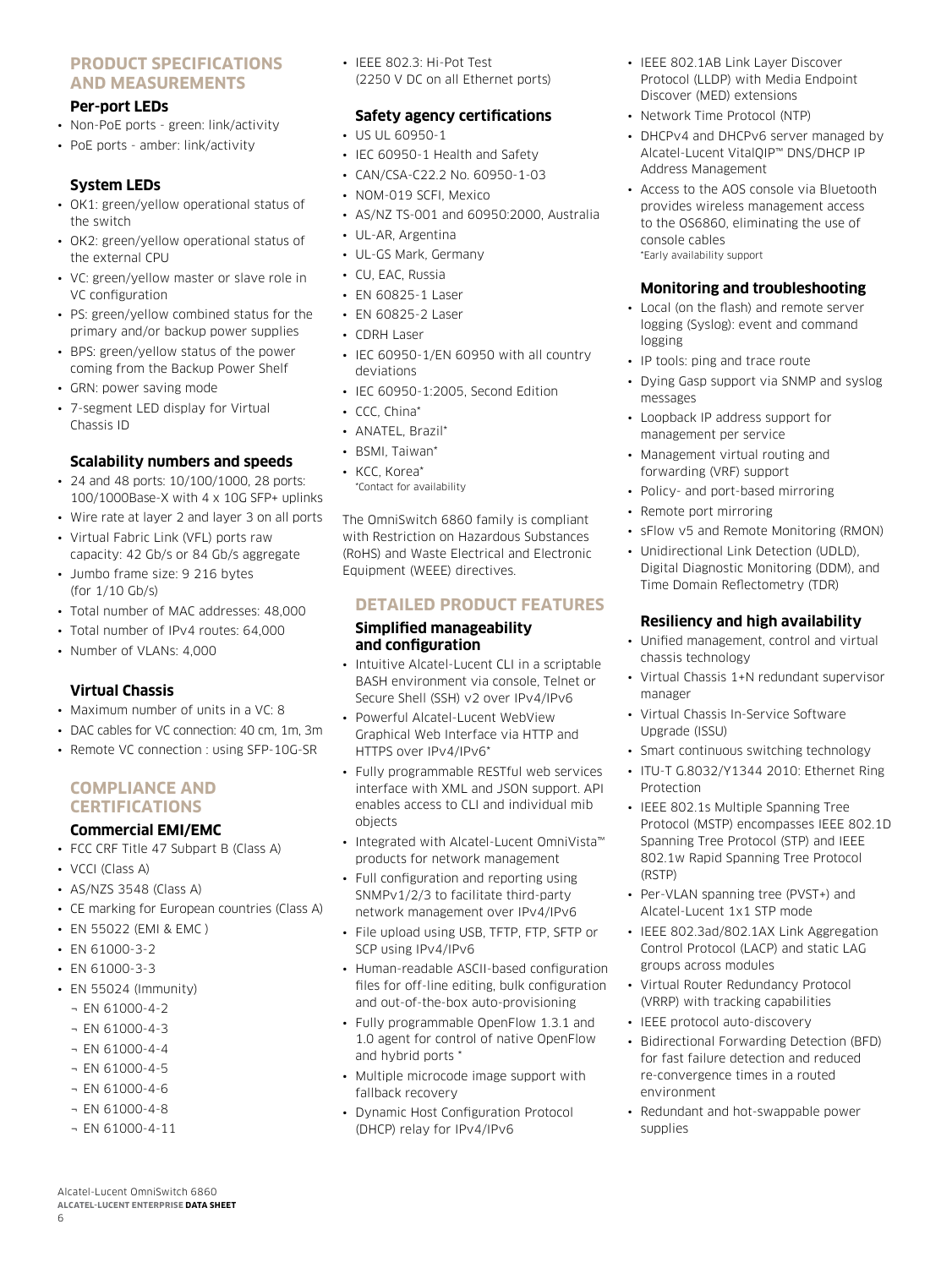## PRODUCT SPECIFICATIONS AND MEASUREMENTS

### Per-port LEDs

- Non-PoE ports - green: link/activity
- PoE ports - amber: link/activity

### System LEDs

- OK1: green/yellow operational status of the switch
- OK2: green/yellow operational status of the external CPU
- VC: green/yellow master or slave role in VC configuration
- PS: green/yellow combined status for the primary and/or backup power supplies
- BPS: green/yellow status of the power coming from the Backup Power Shelf
- GRN: power saving mode
- 7-segment LED display for Virtual Chassis ID

### Scalability numbers and speeds

- 24 and 48 ports: 10/100/1000, 28 ports: 100/1000Base-X with 4 x 10G SFP+ uplinks
- Wire rate at layer 2 and layer 3 on all ports
- Virtual Fabric Link (VFL) ports raw capacity: 42 Gb/s or 84 Gb/s aggregate
- Jumbo frame size: 9 216 bytes (for 1/10 Gb/s)
- Total number of MAC addresses: 48,000
- Total number of IPv4 routes: 64,000
- Number of VLANs: 4,000

### Virtual Chassis

- Maximum number of units in a VC: 8
- DAC cables for VC connection: 40 cm, 1m, 3m
- Remote VC connection : using SFP-10G-SR

## COMPLIANCE AND CERTIFICATIONS

### Commercial EMI/EMC

- FCC CRF Title 47 Subpart B (Class A)
- VCCI (Class A)
- AS/NZS 3548 (Class A)
- CE marking for European countries (Class A)
- EN 55022 (EMI & EMC )
- EN 61000-3-2
- EN 61000-3-3
- EN 55024 (Immunity)
  - EN 61000-4-2
  - EN 61000-4-3
  - EN 61000-4-4
  - EN 61000-4-5
  - EN 61000-4-6
  - EN 61000-4-8
  - EN 61000-4-11
- IEEE 802.3: Hi-Pot Test (2250 V DC on all Ethernet ports)

### Safety agency certifications

- US UL 60950-1
- IEC 60950-1 Health and Safety
- CAN/CSA-C22.2 No. 60950-1-03
- NOM-019 SCFI, Mexico
- AS/NZ TS-001 and 60950:2000, Australia
- UL-AR, Argentina
- UL-GS Mark, Germany
- CU, EAC, Russia
- EN 60825-1 Laser
- EN 60825-2 Laser
- CDRH Laser
- IEC 60950-1/EN 60950 with all country deviations
- IEC 60950-1:2005, Second Edition
- CCC, China*
- ANATEL, Brazil*
- BSMI, Taiwan*
- KCC, Korea*

*Contact for availability

The OmniSwitch 6860 family is compliant with Restriction on Hazardous Substances (RoHS) and Waste Electrical and Electronic Equipment (WEEE) directives.

## DETAILED PRODUCT FEATURES

### Simplified manageability and configuration

- Intuitive Alcatel-Lucent CLI in a scriptable BASH environment via console, Telnet or Secure Shell (SSH) v2 over IPv4/IPv6
- Powerful Alcatel-Lucent WebView Graphical Web Interface via HTTP and HTTPS over IPv4/IPv6*
- Fully programmable RESTful web services interface with XML and JSON support. API enables access to CLI and individual mib objects
- Integrated with Alcatel-Lucent OmniVista™ products for network management
- Full configuration and reporting using SNMPv1/2/3 to facilitate third-party network management over IPv4/IPv6
- File upload using USB, TFTP, FTP, SFTP or SCP using IPv4/IPv6
- Human-readable ASCII-based configuration files for off-line editing, bulk configuration and out-of-the-box auto-provisioning
- Fully programmable OpenFlow 1.3.1 and 1.0 agent for control of native OpenFlow and hybrid ports *
- Multiple microcode image support with fallback recovery
- Dynamic Host Configuration Protocol (DHCP) relay for IPv4/IPv6
- IEEE 802.1AB Link Layer Discover Protocol (LLDP) with Media Endpoint Discover (MED) extensions
- Network Time Protocol (NTP)
- DHCPv4 and DHCPv6 server managed by Alcatel-Lucent VitalQIP™ DNS/DHCP IP Address Management
- Access to the AOS console via Bluetooth provides wireless management access to the OS6860, eliminating the use of console cables

*Early availability support

### Monitoring and troubleshooting

- Local (on the flash) and remote server logging (Syslog): event and command logging
- IP tools: ping and trace route
- Dying Gasp support via SNMP and syslog messages
- Loopback IP address support for management per service
- Management virtual routing and forwarding (VRF) support
- Policy- and port-based mirroring
- Remote port mirroring
- sFlow v5 and Remote Monitoring (RMON)
- Unidirectional Link Detection (UDLD), Digital Diagnostic Monitoring (DDM), and Time Domain Reflectometry (TDR)

### Resiliency and high availability

- Unified management, control and virtual chassis technology
- Virtual Chassis 1+N redundant supervisor manager
- Virtual Chassis In-Service Software Upgrade (ISSU)
- Smart continuous switching technology
- ITU-T G.8032/Y1344 2010: Ethernet Ring Protection
- IEEE 802.1s Multiple Spanning Tree Protocol (MSTP) encompasses IEEE 802.1D Spanning Tree Protocol (STP) and IEEE 802.1w Rapid Spanning Tree Protocol (RSTP)
- Per-VLAN spanning tree (PVST+) and Alcatel-Lucent 1x1 STP mode
- IEEE 802.3ad/802.1AX Link Aggregation Control Protocol (LACP) and static LAG groups across modules
- Virtual Router Redundancy Protocol (VRRP) with tracking capabilities
- IEEE protocol auto-discovery
- Bidirectional Forwarding Detection (BFD) for fast failure detection and reduced re-convergence times in a routed environment
- Redundant and hot-swappable power supplies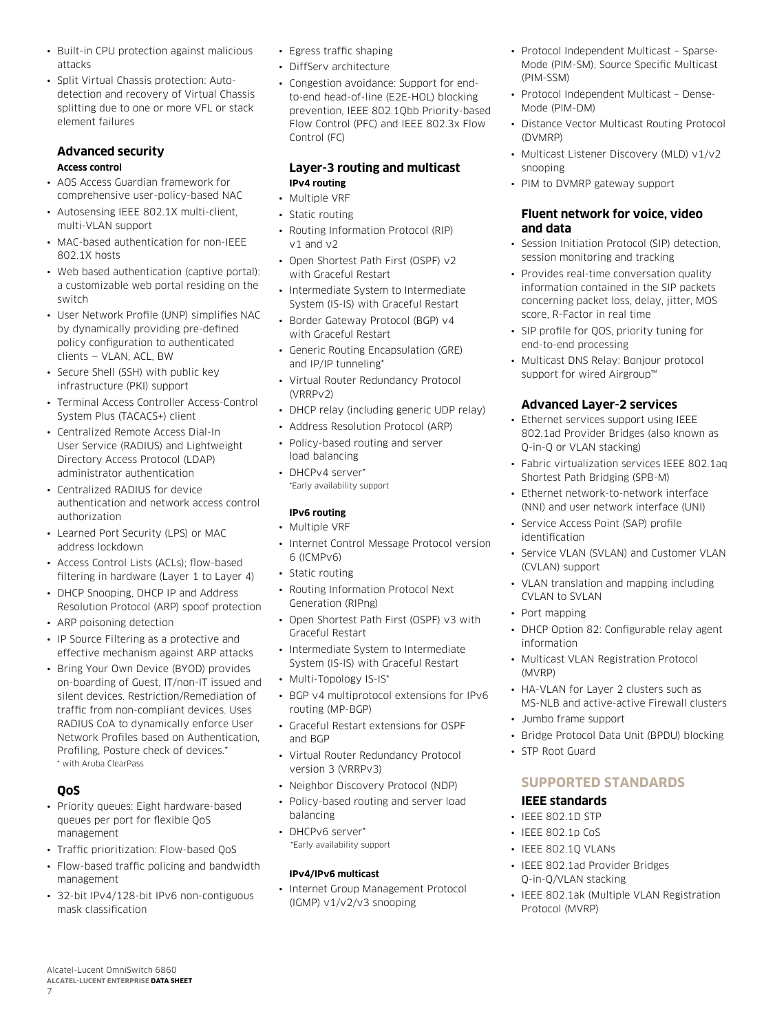- Built-in CPU protection against malicious attacks
- Split Virtual Chassis protection: Auto-detection and recovery of Virtual Chassis splitting due to one or more VFL or stack element failures

### Advanced security

**Access control**

- AOS Access Guardian framework for comprehensive user-policy-based NAC
- Autosensing IEEE 802.1X multi-client, multi-VLAN support
- MAC-based authentication for non-IEEE 802.1X hosts
- Web based authentication (captive portal): a customizable web portal residing on the switch
- User Network Profile (UNP) simplifies NAC by dynamically providing pre-defined policy configuration to authenticated clients — VLAN, ACL, BW
- Secure Shell (SSH) with public key infrastructure (PKI) support
- Terminal Access Controller Access-Control System Plus (TACACS+) client
- Centralized Remote Access Dial-In User Service (RADIUS) and Lightweight Directory Access Protocol (LDAP) administrator authentication
- Centralized RADIUS for device authentication and network access control authorization
- Learned Port Security (LPS) or MAC address lockdown
- Access Control Lists (ACLs); flow-based filtering in hardware (Layer 1 to Layer 4)
- DHCP Snooping, DHCP IP and Address Resolution Protocol (ARP) spoof protection
- ARP poisoning detection
- IP Source Filtering as a protective and effective mechanism against ARP attacks
- Bring Your Own Device (BYOD) provides on-boarding of Guest, IT/non-IT issued and silent devices. Restriction/Remediation of traffic from non-compliant devices. Uses RADIUS CoA to dynamically enforce User Network Profiles based on Authentication, Profiling, Posture check of devices.*
  * with Aruba ClearPass

### QoS

- Priority queues: Eight hardware-based queues per port for flexible QoS management
- Traffic prioritization: Flow-based QoS
- Flow-based traffic policing and bandwidth management
- 32-bit IPv4/128-bit IPv6 non-contiguous mask classification
- Egress traffic shaping
- DiffServ architecture
- Congestion avoidance: Support for end-to-end head-of-line (E2E-HOL) blocking prevention, IEEE 802.1Qbb Priority-based Flow Control (PFC) and IEEE 802.3x Flow Control (FC)

### Layer-3 routing and multicast

**IPv4 routing**

- Multiple VRF
- Static routing
- Routing Information Protocol (RIP) v1 and v2
- Open Shortest Path First (OSPF) v2 with Graceful Restart
- Intermediate System to Intermediate System (IS-IS) with Graceful Restart
- Border Gateway Protocol (BGP) v4 with Graceful Restart
- Generic Routing Encapsulation (GRE) and IP/IP tunneling*
- Virtual Router Redundancy Protocol (VRRPv2)
- DHCP relay (including generic UDP relay)
- Address Resolution Protocol (ARP)
- Policy-based routing and server load balancing
- DHCPv4 server*
  *Early availability support

**IPv6 routing**

- Multiple VRF
- Internet Control Message Protocol version 6 (ICMPv6)
- Static routing
- Routing Information Protocol Next Generation (RIPng)
- Open Shortest Path First (OSPF) v3 with Graceful Restart
- Intermediate System to Intermediate System (IS-IS) with Graceful Restart
- Multi-Topology IS-IS*
- BGP v4 multiprotocol extensions for IPv6 routing (MP-BGP)
- Graceful Restart extensions for OSPF and BGP
- Virtual Router Redundancy Protocol version 3 (VRRPv3)
- Neighbor Discovery Protocol (NDP)
- Policy-based routing and server load balancing
- DHCPv6 server*
  *Early availability support

**IPv4/IPv6 multicast**

- Internet Group Management Protocol (IGMP) v1/v2/v3 snooping
- Protocol Independent Multicast – Sparse-Mode (PIM-SM), Source Specific Multicast (PIM-SSM)
- Protocol Independent Multicast – Dense-Mode (PIM-DM)
- Distance Vector Multicast Routing Protocol (DVMRP)
- Multicast Listener Discovery (MLD) v1/v2 snooping
- PIM to DVMRP gateway support

### Fluent network for voice, video and data

- Session Initiation Protocol (SIP) detection, session monitoring and tracking
- Provides real-time conversation quality information contained in the SIP packets concerning packet loss, delay, jitter, MOS score, R-Factor in real time
- SIP profile for QOS, priority tuning for end-to-end processing
- Multicast DNS Relay: Bonjour protocol support for wired Airgroup™

### Advanced Layer-2 services

- Ethernet services support using IEEE 802.1ad Provider Bridges (also known as Q-in-Q or VLAN stacking)
- Fabric virtualization services IEEE 802.1aq Shortest Path Bridging (SPB-M)
- Ethernet network-to-network interface (NNI) and user network interface (UNI)
- Service Access Point (SAP) profile identification
- Service VLAN (SVLAN) and Customer VLAN (CVLAN) support
- VLAN translation and mapping including CVLAN to SVLAN
- Port mapping
- DHCP Option 82: Configurable relay agent information
- Multicast VLAN Registration Protocol (MVRP)
- HA-VLAN for Layer 2 clusters such as MS-NLB and active-active Firewall clusters
- Jumbo frame support
- Bridge Protocol Data Unit (BPDU) blocking
- STP Root Guard

## SUPPORTED STANDARDS

### IEEE standards

- IEEE 802.1D STP
- IEEE 802.1p CoS
- IEEE 802.1Q VLANs
- IEEE 802.1ad Provider Bridges Q-in-Q/VLAN stacking
- IEEE 802.1ak (Multiple VLAN Registration Protocol (MVRP)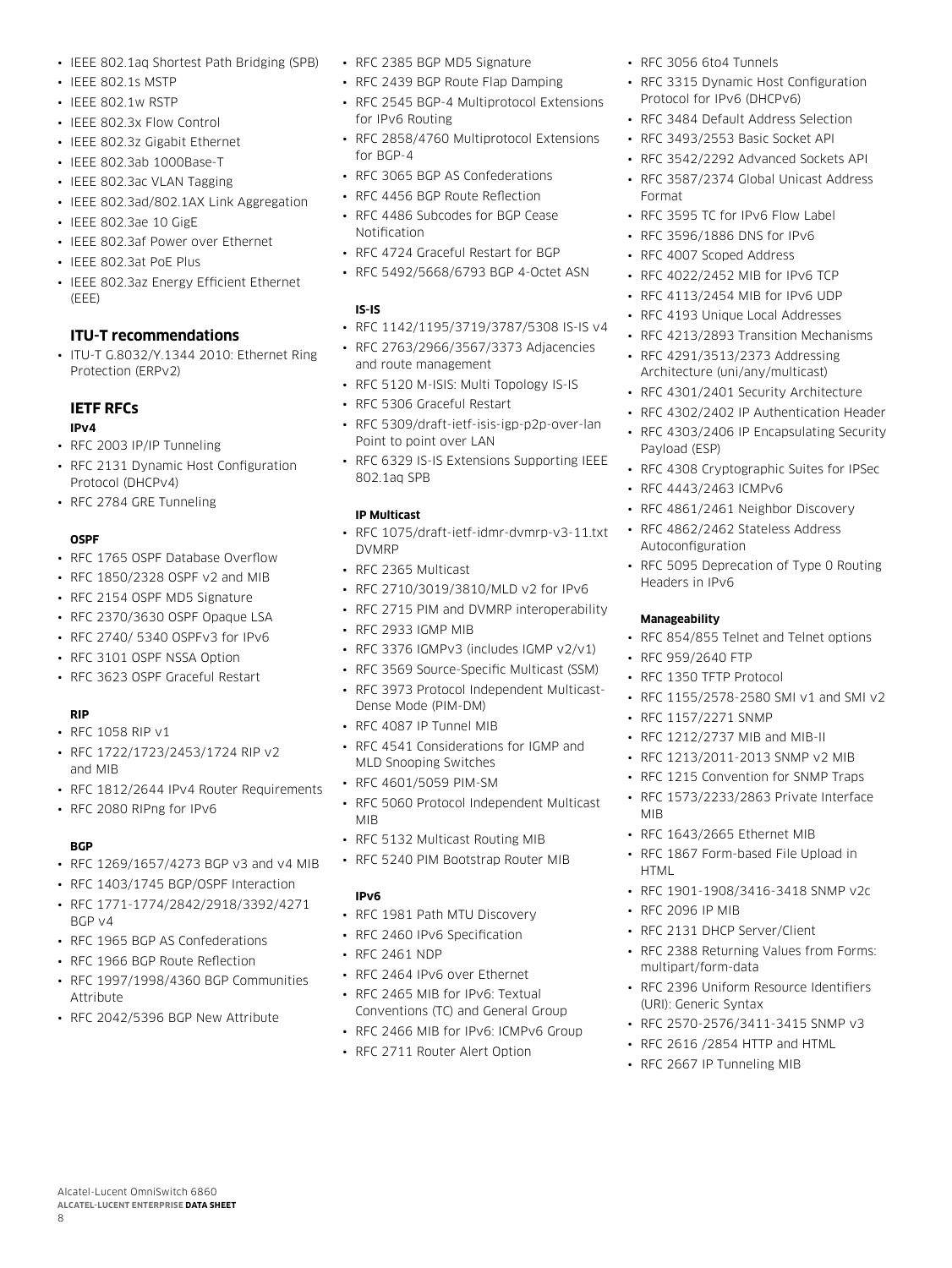- IEEE 802.1aq Shortest Path Bridging (SPB)
- IEEE 802.1s MSTP
- IEEE 802.1w RSTP
- IEEE 802.3x Flow Control
- IEEE 802.3z Gigabit Ethernet
- IEEE 802.3ab 1000Base-T
- IEEE 802.3ac VLAN Tagging
- IEEE 802.3ad/802.1AX Link Aggregation
- IEEE 802.3ae 10 GigE
- IEEE 802.3af Power over Ethernet
- IEEE 802.3at PoE Plus
- IEEE 802.3az Energy Efficient Ethernet (EEE)

## ITU-T recommendations

- ITU-T G.8032/Y.1344 2010: Ethernet Ring Protection (ERPv2)

## IETF RFCs

### IPv4

- RFC 2003 IP/IP Tunneling
- RFC 2131 Dynamic Host Configuration Protocol (DHCPv4)
- RFC 2784 GRE Tunneling

### OSPF

- RFC 1765 OSPF Database Overflow
- RFC 1850/2328 OSPF v2 and MIB
- RFC 2154 OSPF MD5 Signature
- RFC 2370/3630 OSPF Opaque LSA
- RFC 2740/ 5340 OSPFv3 for IPv6
- RFC 3101 OSPF NSSA Option
- RFC 3623 OSPF Graceful Restart

### RIP

- RFC 1058 RIP v1
- RFC 1722/1723/2453/1724 RIP v2 and MIB
- RFC 1812/2644 IPv4 Router Requirements
- RFC 2080 RIPng for IPv6

### BGP

- RFC 1269/1657/4273 BGP v3 and v4 MIB
- RFC 1403/1745 BGP/OSPF Interaction
- RFC 1771-1774/2842/2918/3392/4271 BGP v4
- RFC 1965 BGP AS Confederations
- RFC 1966 BGP Route Reflection
- RFC 1997/1998/4360 BGP Communities Attribute
- RFC 2042/5396 BGP New Attribute
- RFC 2385 BGP MD5 Signature
- RFC 2439 BGP Route Flap Damping
- RFC 2545 BGP-4 Multiprotocol Extensions for IPv6 Routing
- RFC 2858/4760 Multiprotocol Extensions for BGP-4
- RFC 3065 BGP AS Confederations
- RFC 4456 BGP Route Reflection
- RFC 4486 Subcodes for BGP Cease Notification
- RFC 4724 Graceful Restart for BGP
- RFC 5492/5668/6793 BGP 4-Octet ASN

### IS-IS

- RFC 1142/1195/3719/3787/5308 IS-IS v4
- RFC 2763/2966/3567/3373 Adjacencies and route management
- RFC 5120 M-ISIS: Multi Topology IS-IS
- RFC 5306 Graceful Restart
- RFC 5309/draft-ietf-isis-igp-p2p-over-lan Point to point over LAN
- RFC 6329 IS-IS Extensions Supporting IEEE 802.1aq SPB

### IP Multicast

- RFC 1075/draft-ietf-idmr-dvmrp-v3-11.txt DVMRP
- RFC 2365 Multicast
- RFC 2710/3019/3810/MLD v2 for IPv6
- RFC 2715 PIM and DVMRP interoperability
- RFC 2933 IGMP MIB
- RFC 3376 IGMPv3 (includes IGMP v2/v1)
- RFC 3569 Source-Specific Multicast (SSM)
- RFC 3973 Protocol Independent Multicast-Dense Mode (PIM-DM)
- RFC 4087 IP Tunnel MIB
- RFC 4541 Considerations for IGMP and MLD Snooping Switches
- RFC 4601/5059 PIM-SM
- RFC 5060 Protocol Independent Multicast MIB
- RFC 5132 Multicast Routing MIB
- RFC 5240 PIM Bootstrap Router MIB

### IPv6

- RFC 1981 Path MTU Discovery
- RFC 2460 IPv6 Specification
- RFC 2461 NDP
- RFC 2464 IPv6 over Ethernet
- RFC 2465 MIB for IPv6: Textual Conventions (TC) and General Group
- RFC 2466 MIB for IPv6: ICMPv6 Group
- RFC 2711 Router Alert Option
- RFC 3056 6to4 Tunnels
- RFC 3315 Dynamic Host Configuration Protocol for IPv6 (DHCPv6)
- RFC 3484 Default Address Selection
- RFC 3493/2553 Basic Socket API
- RFC 3542/2292 Advanced Sockets API
- RFC 3587/2374 Global Unicast Address Format
- RFC 3595 TC for IPv6 Flow Label
- RFC 3596/1886 DNS for IPv6
- RFC 4007 Scoped Address
- RFC 4022/2452 MIB for IPv6 TCP
- RFC 4113/2454 MIB for IPv6 UDP
- RFC 4193 Unique Local Addresses
- RFC 4213/2893 Transition Mechanisms
- RFC 4291/3513/2373 Addressing Architecture (uni/any/multicast)
- RFC 4301/2401 Security Architecture
- RFC 4302/2402 IP Authentication Header
- RFC 4303/2406 IP Encapsulating Security Payload (ESP)
- RFC 4308 Cryptographic Suites for IPSec
- RFC 4443/2463 ICMPv6
- RFC 4861/2461 Neighbor Discovery
- RFC 4862/2462 Stateless Address Autoconfiguration
- RFC 5095 Deprecation of Type 0 Routing Headers in IPv6

### Manageability

- RFC 854/855 Telnet and Telnet options
- RFC 959/2640 FTP
- RFC 1350 TFTP Protocol
- RFC 1155/2578-2580 SMI v1 and SMI v2
- RFC 1157/2271 SNMP
- RFC 1212/2737 MIB and MIB-II
- RFC 1213/2011-2013 SNMP v2 MIB
- RFC 1215 Convention for SNMP Traps
- RFC 1573/2233/2863 Private Interface MIB
- RFC 1643/2665 Ethernet MIB
- RFC 1867 Form-based File Upload in HTML
- RFC 1901-1908/3416-3418 SNMP v2c
- RFC 2096 IP MIB
- RFC 2131 DHCP Server/Client
- RFC 2388 Returning Values from Forms: multipart/form-data
- RFC 2396 Uniform Resource Identifiers (URI): Generic Syntax
- RFC 2570-2576/3411-3415 SNMP v3
- RFC 2616 /2854 HTTP and HTML
- RFC 2667 IP Tunneling MIB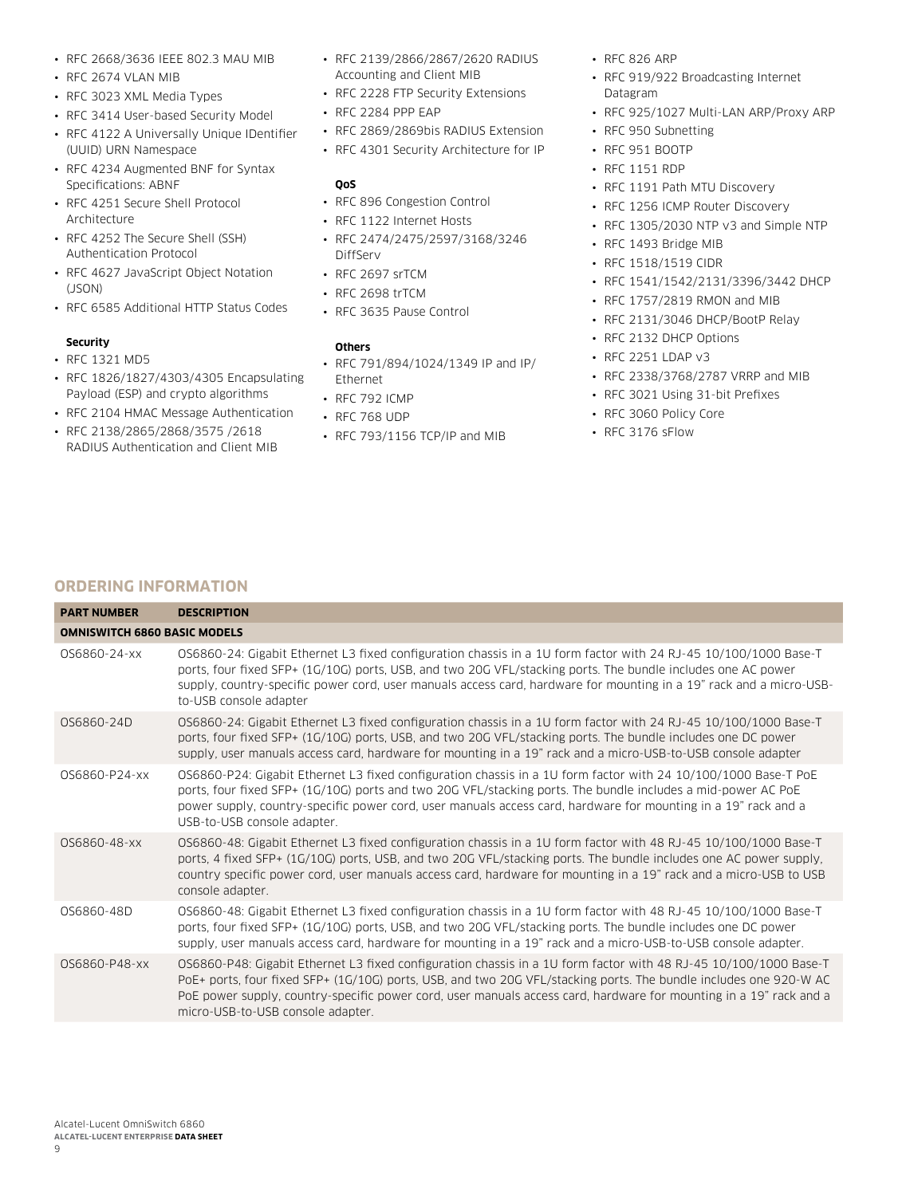- RFC 2668/3636 IEEE 802.3 MAU MIB
- RFC 2674 VLAN MIB
- RFC 3023 XML Media Types
- RFC 3414 User-based Security Model
- RFC 4122 A Universally Unique IDentifier (UUID) URN Namespace
- RFC 4234 Augmented BNF for Syntax Specifications: ABNF
- RFC 4251 Secure Shell Protocol Architecture
- RFC 4252 The Secure Shell (SSH) Authentication Protocol
- RFC 4627 JavaScript Object Notation (JSON)
- RFC 6585 Additional HTTP Status Codes

**Security**

- RFC 1321 MD5
- RFC 1826/1827/4303/4305 Encapsulating Payload (ESP) and crypto algorithms
- RFC 2104 HMAC Message Authentication
- RFC 2138/2865/2868/3575 /2618 RADIUS Authentication and Client MIB
- RFC 2139/2866/2867/2620 RADIUS Accounting and Client MIB
- RFC 2228 FTP Security Extensions
- RFC 2284 PPP EAP
- RFC 2869/2869bis RADIUS Extension
- RFC 4301 Security Architecture for IP

**QoS**

- RFC 896 Congestion Control
- RFC 1122 Internet Hosts
- RFC 2474/2475/2597/3168/3246 DiffServ
- RFC 2697 srTCM
- RFC 2698 trTCM
- RFC 3635 Pause Control

**Others**

- RFC 791/894/1024/1349 IP and IP/ Ethernet
- RFC 792 ICMP
- RFC 768 UDP
- RFC 793/1156 TCP/IP and MIB
- RFC 826 ARP
- RFC 919/922 Broadcasting Internet Datagram
- RFC 925/1027 Multi-LAN ARP/Proxy ARP
- RFC 950 Subnetting
- RFC 951 BOOTP
- RFC 1151 RDP
- RFC 1191 Path MTU Discovery
- RFC 1256 ICMP Router Discovery
- RFC 1305/2030 NTP v3 and Simple NTP
- RFC 1493 Bridge MIB
- RFC 1518/1519 CIDR
- RFC 1541/1542/2131/3396/3442 DHCP
- RFC 1757/2819 RMON and MIB
- RFC 2131/3046 DHCP/BootP Relay
- RFC 2132 DHCP Options
- RFC 2251 LDAP v3
- RFC 2338/3768/2787 VRRP and MIB
- RFC 3021 Using 31-bit Prefixes
- RFC 3060 Policy Core
- RFC 3176 sFlow

## ORDERING INFORMATION

| PART NUMBER | DESCRIPTION |
|---|---|
| **OMNISWITCH 6860 BASIC MODELS** | |
| OS6860-24-xx | OS6860-24: Gigabit Ethernet L3 fixed configuration chassis in a 1U form factor with 24 RJ-45 10/100/1000 Base-T ports, four fixed SFP+ (1G/10G) ports, USB, and two 20G VFL/stacking ports. The bundle includes one AC power supply, country-specific power cord, user manuals access card, hardware for mounting in a 19" rack and a micro-USB-to-USB console adapter |
| OS6860-24D | OS6860-24: Gigabit Ethernet L3 fixed configuration chassis in a 1U form factor with 24 RJ-45 10/100/1000 Base-T ports, four fixed SFP+ (1G/10G) ports, USB, and two 20G VFL/stacking ports. The bundle includes one DC power supply, user manuals access card, hardware for mounting in a 19" rack and a micro-USB-to-USB console adapter |
| OS6860-P24-xx | OS6860-P24: Gigabit Ethernet L3 fixed configuration chassis in a 1U form factor with 24 10/100/1000 Base-T PoE ports, four fixed SFP+ (1G/10G) ports and two 20G VFL/stacking ports. The bundle includes a mid-power AC PoE power supply, country-specific power cord, user manuals access card, hardware for mounting in a 19" rack and a USB-to-USB console adapter. |
| OS6860-48-xx | OS6860-48: Gigabit Ethernet L3 fixed configuration chassis in a 1U form factor with 48 RJ-45 10/100/1000 Base-T ports, 4 fixed SFP+ (1G/10G) ports, USB, and two 20G VFL/stacking ports. The bundle includes one AC power supply, country specific power cord, user manuals access card, hardware for mounting in a 19" rack and a micro-USB to USB console adapter. |
| OS6860-48D | OS6860-48: Gigabit Ethernet L3 fixed configuration chassis in a 1U form factor with 48 RJ-45 10/100/1000 Base-T ports, four fixed SFP+ (1G/10G) ports, USB, and two 20G VFL/stacking ports. The bundle includes one DC power supply, user manuals access card, hardware for mounting in a 19" rack and a micro-USB-to-USB console adapter. |
| OS6860-P48-xx | OS6860-P48: Gigabit Ethernet L3 fixed configuration chassis in a 1U form factor with 48 RJ-45 10/100/1000 Base-T PoE+ ports, four fixed SFP+ (1G/10G) ports, USB, and two 20G VFL/stacking ports. The bundle includes one 920-W AC PoE power supply, country-specific power cord, user manuals access card, hardware for mounting in a 19" rack and a micro-USB-to-USB console adapter. |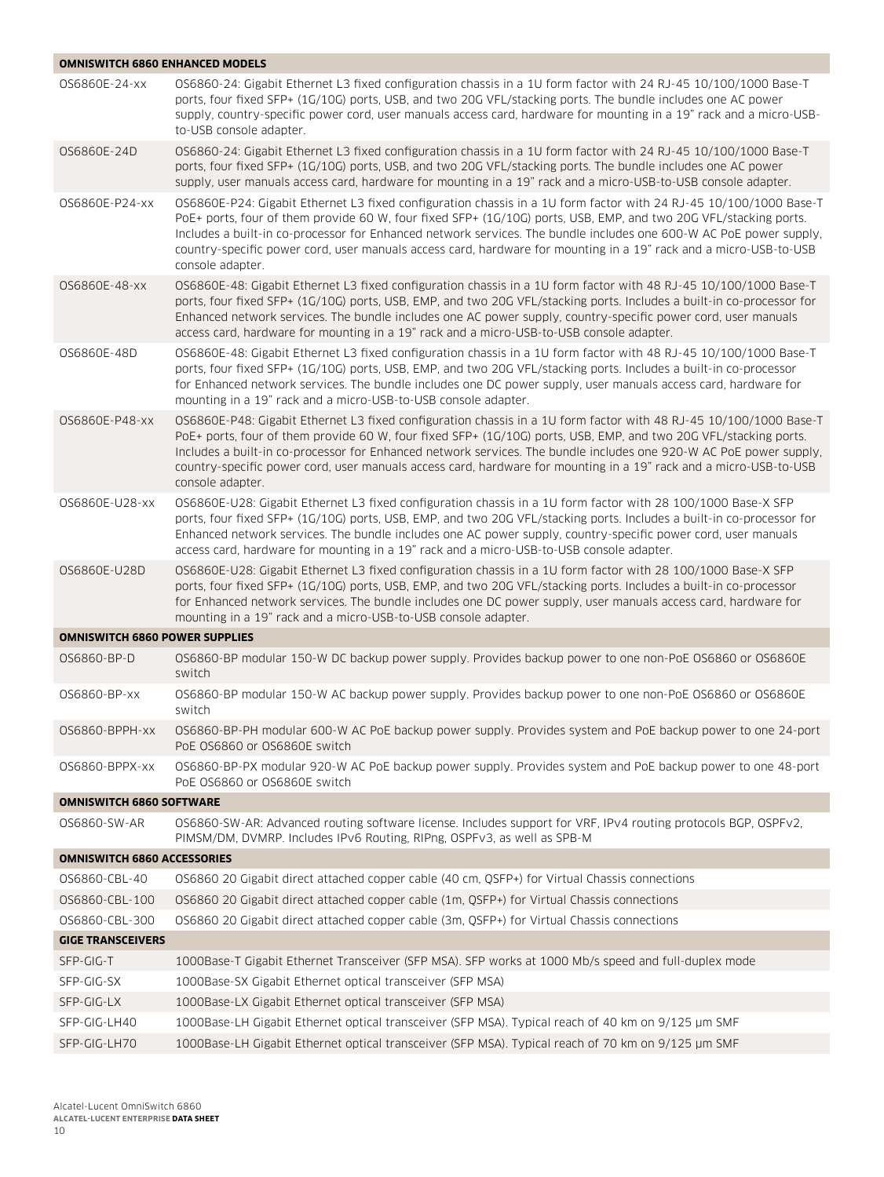| OMNISWITCH 6860 ENHANCED MODELS | |
|---|---|
| OS6860E-24-xx | OS6860-24: Gigabit Ethernet L3 fixed configuration chassis in a 1U form factor with 24 RJ-45 10/100/1000 Base-T ports, four fixed SFP+ (1G/10G) ports, USB, and two 20G VFL/stacking ports. The bundle includes one AC power supply, country-specific power cord, user manuals access card, hardware for mounting in a 19" rack and a micro-USB-to-USB console adapter. |
| OS6860E-24D | OS6860-24: Gigabit Ethernet L3 fixed configuration chassis in a 1U form factor with 24 RJ-45 10/100/1000 Base-T ports, four fixed SFP+ (1G/10G) ports, USB, and two 20G VFL/stacking ports. The bundle includes one AC power supply, user manuals access card, hardware for mounting in a 19" rack and a micro-USB-to-USB console adapter. |
| OS6860E-P24-xx | OS6860E-P24: Gigabit Ethernet L3 fixed configuration chassis in a 1U form factor with 24 RJ-45 10/100/1000 Base-T PoE+ ports, four of them provide 60 W, four fixed SFP+ (1G/10G) ports, USB, EMP, and two 20G VFL/stacking ports. Includes a built-in co-processor for Enhanced network services. The bundle includes one 600-W AC PoE power supply, country-specific power cord, user manuals access card, hardware for mounting in a 19" rack and a micro-USB-to-USB console adapter. |
| OS6860E-48-xx | OS6860E-48: Gigabit Ethernet L3 fixed configuration chassis in a 1U form factor with 48 RJ-45 10/100/1000 Base-T ports, four fixed SFP+ (1G/10G) ports, USB, EMP, and two 20G VFL/stacking ports. Includes a built-in co-processor for Enhanced network services. The bundle includes one AC power supply, country-specific power cord, user manuals access card, hardware for mounting in a 19" rack and a micro-USB-to-USB console adapter. |
| OS6860E-48D | OS6860E-48: Gigabit Ethernet L3 fixed configuration chassis in a 1U form factor with 48 RJ-45 10/100/1000 Base-T ports, four fixed SFP+ (1G/10G) ports, USB, EMP, and two 20G VFL/stacking ports. Includes a built-in co-processor for Enhanced network services. The bundle includes one DC power supply, user manuals access card, hardware for mounting in a 19" rack and a micro-USB-to-USB console adapter. |
| OS6860E-P48-xx | OS6860E-P48: Gigabit Ethernet L3 fixed configuration chassis in a 1U form factor with 48 RJ-45 10/100/1000 Base-T PoE+ ports, four of them provide 60 W, four fixed SFP+ (1G/10G) ports, USB, EMP, and two 20G VFL/stacking ports. Includes a built-in co-processor for Enhanced network services. The bundle includes one 920-W AC PoE power supply, country-specific power cord, user manuals access card, hardware for mounting in a 19" rack and a micro-USB-to-USB console adapter. |
| OS6860E-U28-xx | OS6860E-U28: Gigabit Ethernet L3 fixed configuration chassis in a 1U form factor with 28 100/1000 Base-X SFP ports, four fixed SFP+ (1G/10G) ports, USB, EMP, and two 20G VFL/stacking ports. Includes a built-in co-processor for Enhanced network services. The bundle includes one AC power supply, country-specific power cord, user manuals access card, hardware for mounting in a 19" rack and a micro-USB-to-USB console adapter. |
| OS6860E-U28D | OS6860E-U28: Gigabit Ethernet L3 fixed configuration chassis in a 1U form factor with 28 100/1000 Base-X SFP ports, four fixed SFP+ (1G/10G) ports, USB, EMP, and two 20G VFL/stacking ports. Includes a built-in co-processor for Enhanced network services. The bundle includes one DC power supply, user manuals access card, hardware for mounting in a 19" rack and a micro-USB-to-USB console adapter. |
| **OMNISWITCH 6860 POWER SUPPLIES** | |
| OS6860-BP-D | OS6860-BP modular 150-W DC backup power supply. Provides backup power to one non-PoE OS6860 or OS6860E switch |
| OS6860-BP-xx | OS6860-BP modular 150-W AC backup power supply. Provides backup power to one non-PoE OS6860 or OS6860E switch |
| OS6860-BPPH-xx | OS6860-BP-PH modular 600-W AC PoE backup power supply. Provides system and PoE backup power to one 24-port PoE OS6860 or OS6860E switch |
| OS6860-BPPX-xx | OS6860-BP-PX modular 920-W AC PoE backup power supply. Provides system and PoE backup power to one 48-port PoE OS6860 or OS6860E switch |
| **OMNISWITCH 6860 SOFTWARE** | |
| OS6860-SW-AR | OS6860-SW-AR: Advanced routing software license. Includes support for VRF, IPv4 routing protocols BGP, OSPFv2, PIMSM/DM, DVMRP. Includes IPv6 Routing, RIPng, OSPFv3, as well as SPB-M |
| **OMNISWITCH 6860 ACCESSORIES** | |
| OS6860-CBL-40 | OS6860 20 Gigabit direct attached copper cable (40 cm, QSFP+) for Virtual Chassis connections |
| OS6860-CBL-100 | OS6860 20 Gigabit direct attached copper cable (1m, QSFP+) for Virtual Chassis connections |
| OS6860-CBL-300 | OS6860 20 Gigabit direct attached copper cable (3m, QSFP+) for Virtual Chassis connections |
| **GIGE TRANSCEIVERS** | |
| SFP-GIG-T | 1000Base-T Gigabit Ethernet Transceiver (SFP MSA). SFP works at 1000 Mb/s speed and full-duplex mode |
| SFP-GIG-SX | 1000Base-SX Gigabit Ethernet optical transceiver (SFP MSA) |
| SFP-GIG-LX | 1000Base-LX Gigabit Ethernet optical transceiver (SFP MSA) |
| SFP-GIG-LH40 | 1000Base-LH Gigabit Ethernet optical transceiver (SFP MSA). Typical reach of 40 km on 9/125 µm SMF |
| SFP-GIG-LH70 | 1000Base-LH Gigabit Ethernet optical transceiver (SFP MSA). Typical reach of 70 km on 9/125 µm SMF |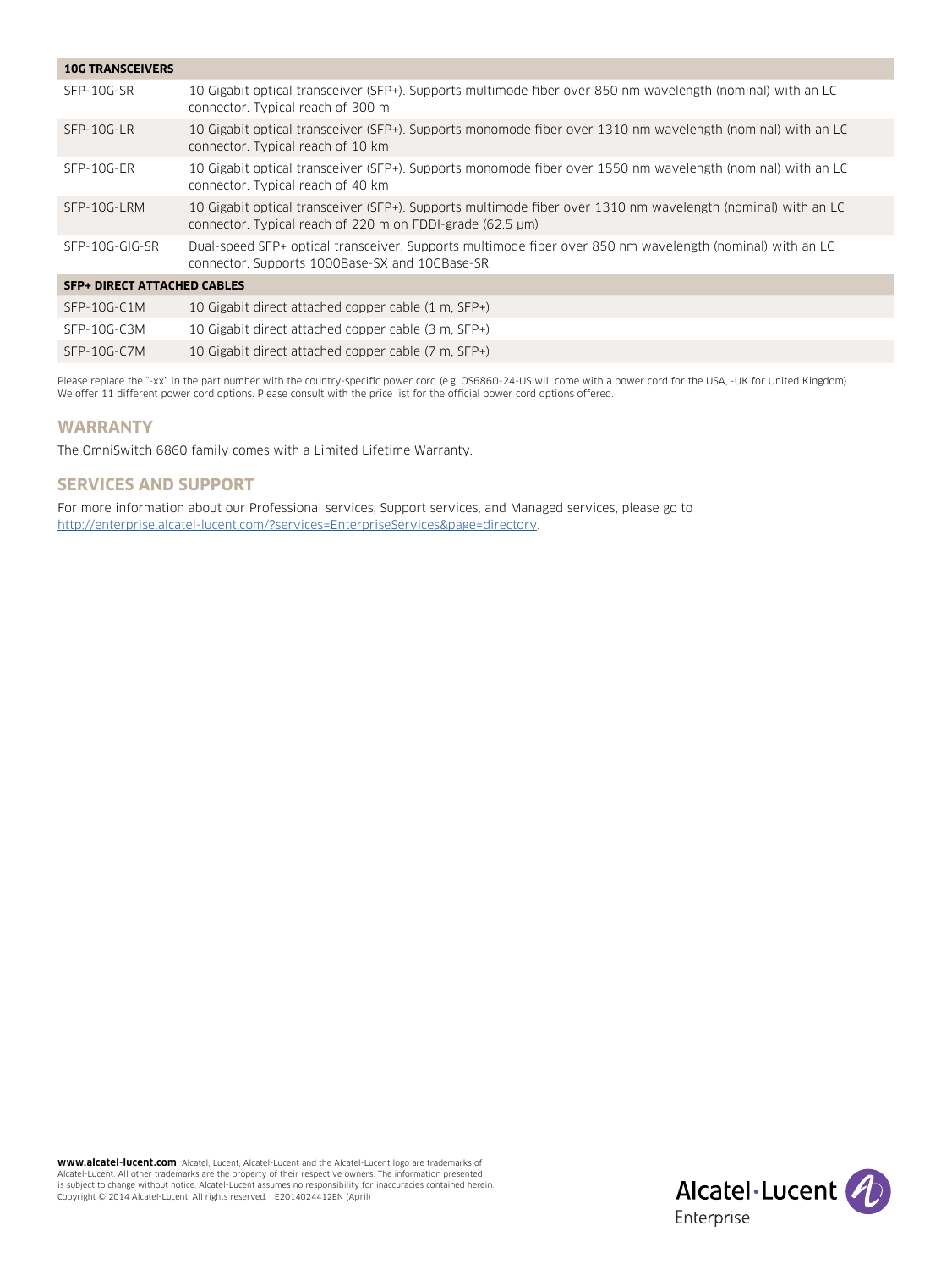| 10G TRANSCEIVERS | |
|---|---|
| SFP-10G-SR | 10 Gigabit optical transceiver (SFP+). Supports multimode fiber over 850 nm wavelength (nominal) with an LC connector. Typical reach of 300 m |
| SFP-10G-LR | 10 Gigabit optical transceiver (SFP+). Supports monomode fiber over 1310 nm wavelength (nominal) with an LC connector. Typical reach of 10 km |
| SFP-10G-ER | 10 Gigabit optical transceiver (SFP+). Supports monomode fiber over 1550 nm wavelength (nominal) with an LC connector. Typical reach of 40 km |
| SFP-10G-LRM | 10 Gigabit optical transceiver (SFP+). Supports multimode fiber over 1310 nm wavelength (nominal) with an LC connector. Typical reach of 220 m on FDDI-grade (62.5 µm) |
| SFP-10G-GIG-SR | Dual-speed SFP+ optical transceiver. Supports multimode fiber over 850 nm wavelength (nominal) with an LC connector. Supports 1000Base-SX and 10GBase-SR |
| **SFP+ DIRECT ATTACHED CABLES** | |
| SFP-10G-C1M | 10 Gigabit direct attached copper cable (1 m, SFP+) |
| SFP-10G-C3M | 10 Gigabit direct attached copper cable (3 m, SFP+) |
| SFP-10G-C7M | 10 Gigabit direct attached copper cable (7 m, SFP+) |

Please replace the "-xx" in the part number with the country-specific power cord (e.g. OS6860-24-US will come with a power cord for the USA, -UK for United Kingdom). We offer 11 different power cord options. Please consult with the price list for the official power cord options offered.

## WARRANTY

The OmniSwitch 6860 family comes with a Limited Lifetime Warranty.

## SERVICES AND SUPPORT

For more information about our Professional services, Support services, and Managed services, please go to http://enterprise.alcatel-lucent.com/?services=EnterpriseServices&page=directory.

**www.alcatel-lucent.com** Alcatel, Lucent, Alcatel-Lucent and the Alcatel-Lucent logo are trademarks of Alcatel-Lucent. All other trademarks are the property of their respective owners. The information presented is subject to change without notice. Alcatel-Lucent assumes no responsibility for inaccuracies contained herein. Copyright © 2014 Alcatel-Lucent. All rights reserved. E2014024412EN (April)

Alcatel·Lucent Enterprise